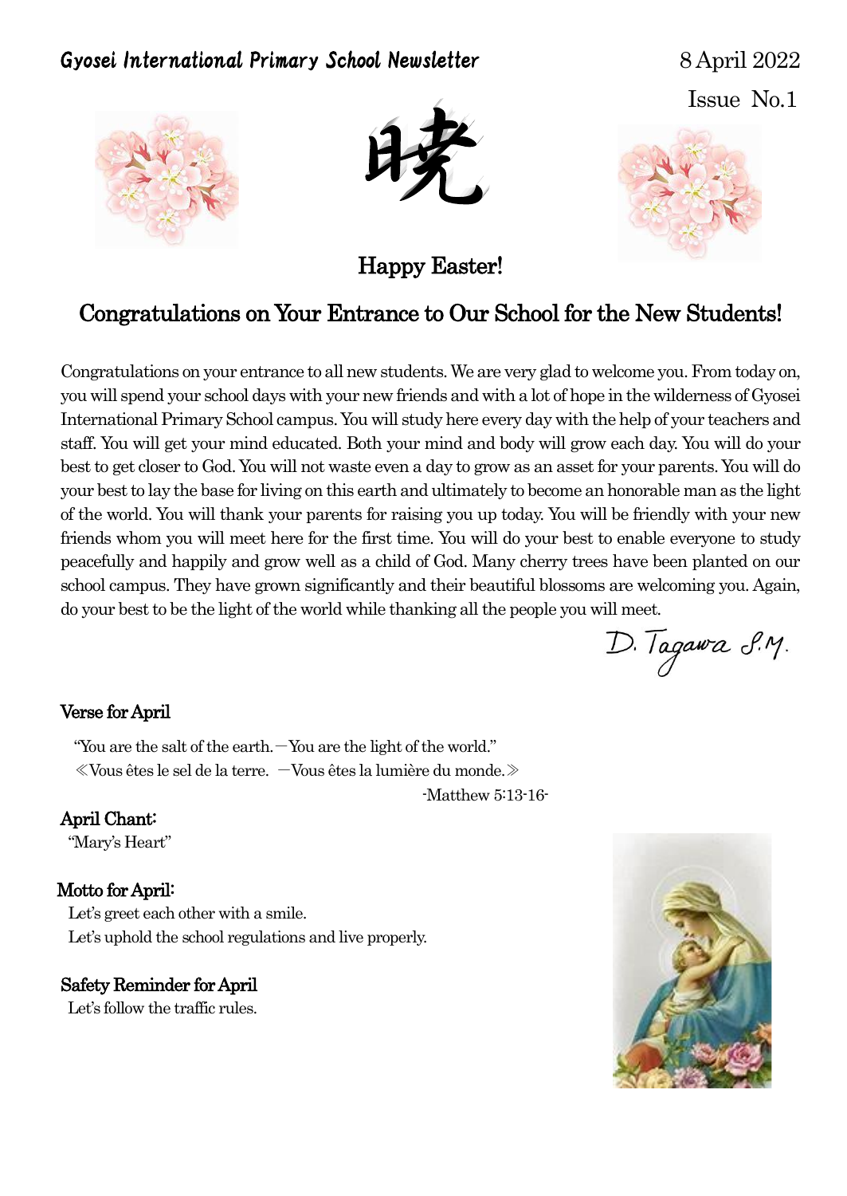Gyosei International Primary School Newsletter

8 April 2022

Issue No.1

暁

## Happy Easter!

## Congratulations on Your Entrance to Our School for the New Students!

Congratulations on your entrance to all new students. We are very glad to welcome you. From today on, you will spend your school days with your new friends and with a lot of hope in the wilderness of Gyosei International Primary School campus. You will study here every day with the help of your teachers and staff. You will get your mind educated. Both your mind and body will grow each day. You will do your best to get closer to God. You will not waste even a day to grow as an asset for your parents. You will do your best to lay the base for living on this earth and ultimately to become an honorable man as the light of the world. You will thank your parents for raising you up today. You will be friendly with your new friends whom you will meet here for the first time. You will do your best to enable everyone to study peacefully and happily and grow well as a child of God. Many cherry trees have been planted on our school campus. They have grown significantly and their beautiful blossoms are welcoming you. Again, do your best to be the light of the world while thanking all the people you will meet.

D. Tagawa S.M.

### Verse for April

"You are the salt of the earth.—You are the light of the world."

≪Vous êtes le sel de la terre. —Vous êtes la lumière du monde.≫

-Matthew 5:13-16-

### April Chant:

"Mary's Heart"

### Motto for April:

Let's greet each other with a smile.

Let's uphold the school regulations and live properly.

### Safety Reminder for April

Let's follow the traffic rules.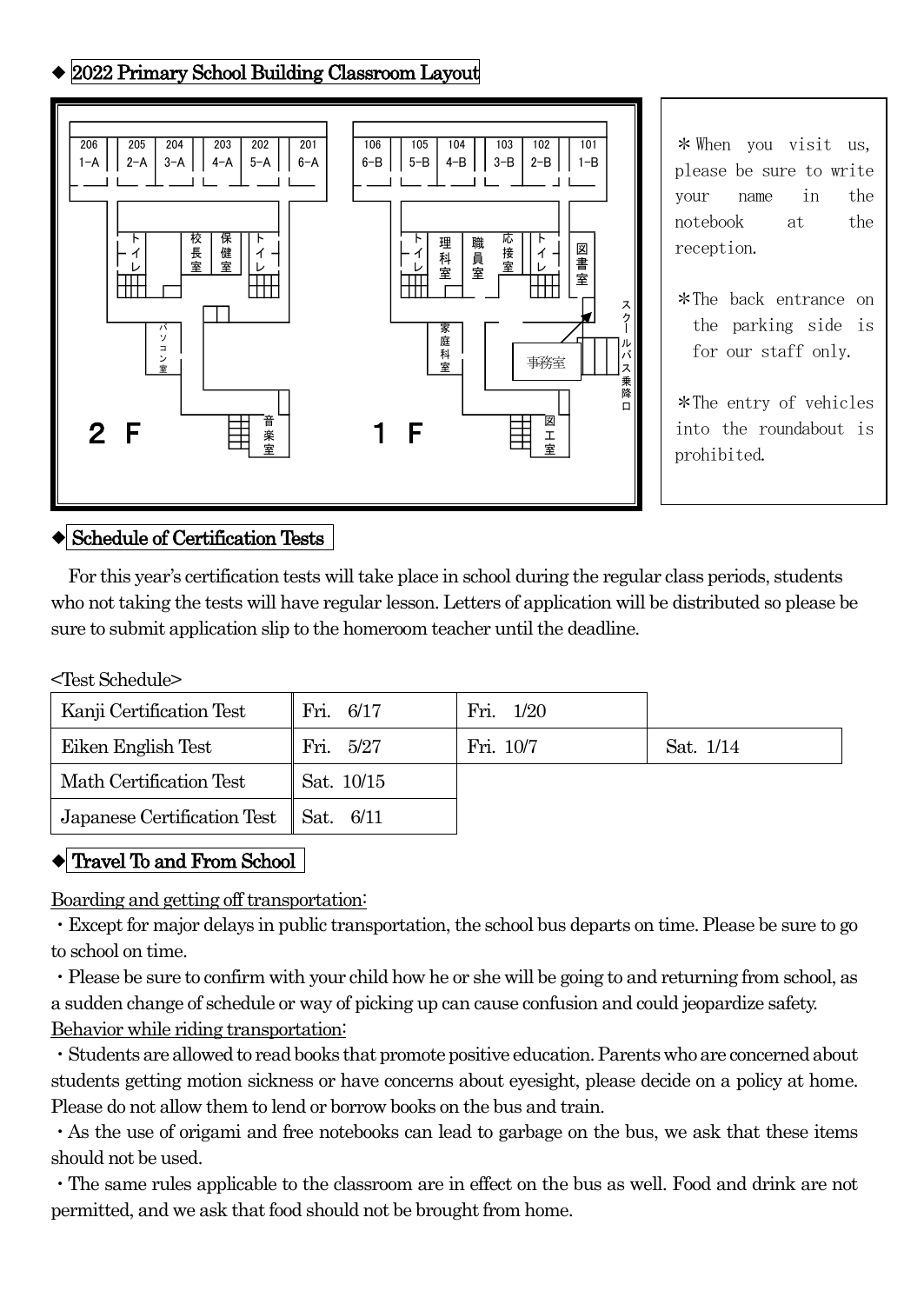## ◆ 2022 Primary School Building Classroom Layout

2F: 206 1-A, 205 2-A, 204 3-A, 203 4-A, 202 5-A, 201 6-A, トイレ, 校長室, 保健室, トイレ, パソコン室, 音楽室

1F: 106 6-B, 105 5-B, 104 4-B, 103 3-B, 102 2-B, 101 1-B, トイレ, 理科室, 職員室, 応接室, トイレ, 図書室, 家庭科室, 事務室, 図工室, スクールバス乗降口

＊When you visit us, please be sure to write your name in the notebook at the reception.

＊The back entrance on the parking side is for our staff only.

＊The entry of vehicles into the roundabout is prohibited.

## ◆ Schedule of Certification Tests

For this year's certification tests will take place in school during the regular class periods, students who not taking the tests will have regular lesson. Letters of application will be distributed so please be sure to submit application slip to the homeroom teacher until the deadline.

<Test Schedule>

| Kanji Certification Test | Fri. 6/17 | Fri. 1/20 | |
|---|---|---|---|
| Eiken English Test | Fri. 5/27 | Fri. 10/7 | Sat. 1/14 |
| Math Certification Test | Sat. 10/15 | | |
| Japanese Certification Test | Sat. 6/11 | | |

## ◆ Travel To and From School

Boarding and getting off transportation:

・Except for major delays in public transportation, the school bus departs on time. Please be sure to go to school on time.

・Please be sure to confirm with your child how he or she will be going to and returning from school, as a sudden change of schedule or way of picking up can cause confusion and could jeopardize safety.

Behavior while riding transportation:

・Students are allowed to read books that promote positive education. Parents who are concerned about students getting motion sickness or have concerns about eyesight, please decide on a policy at home. Please do not allow them to lend or borrow books on the bus and train.

・As the use of origami and free notebooks can lead to garbage on the bus, we ask that these items should not be used.

・The same rules applicable to the classroom are in effect on the bus as well. Food and drink are not permitted, and we ask that food should not be brought from home.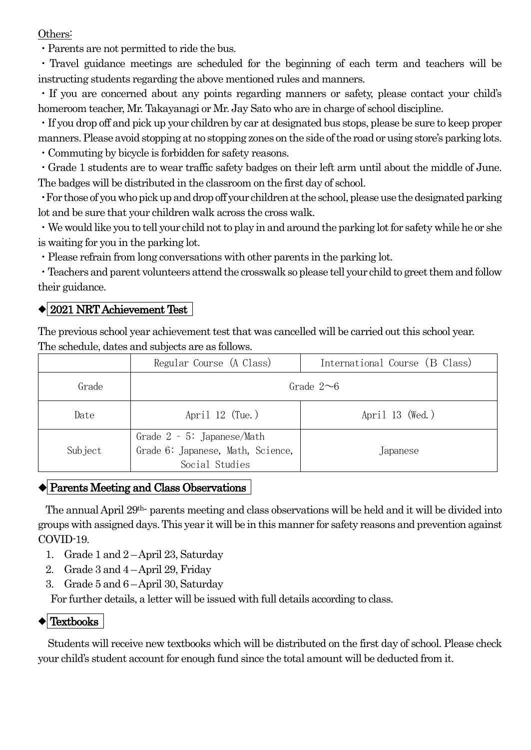Others:

・Parents are not permitted to ride the bus.

・Travel guidance meetings are scheduled for the beginning of each term and teachers will be instructing students regarding the above mentioned rules and manners.

・If you are concerned about any points regarding manners or safety, please contact your child's homeroom teacher, Mr. Takayanagi or Mr. Jay Sato who are in charge of school discipline.

・If you drop off and pick up your children by car at designated bus stops, please be sure to keep proper manners. Please avoid stopping at no stopping zones on the side of the road or using store's parking lots.

・Commuting by bicycle is forbidden for safety reasons.

・Grade 1 students are to wear traffic safety badges on their left arm until about the middle of June. The badges will be distributed in the classroom on the first day of school.

・For those of you who pick up and drop off your children at the school, please use the designated parking lot and be sure that your children walk across the cross walk.

・We would like you to tell your child not to play in and around the parking lot for safety while he or she is waiting for you in the parking lot.

・Please refrain from long conversations with other parents in the parking lot.

・Teachers and parent volunteers attend the crosswalk so please tell your child to greet them and follow their guidance.

## ◆ 2021 NRT Achievement Test

The previous school year achievement test that was cancelled will be carried out this school year.
The schedule, dates and subjects are as follows.

| | Regular Course (A Class) | International Course (B Class) |
|---|---|---|
| Grade | Grade 2～6 | |
| Date | April 12 (Tue.) | April 13 (Wed.) |
| Subject | Grade 2 – 5: Japanese/Math<br>Grade 6: Japanese, Math, Science, Social Studies | Japanese |

## ◆ Parents Meeting and Class Observations

The annual April 29th- parents meeting and class observations will be held and it will be divided into groups with assigned days. This year it will be in this manner for safety reasons and prevention against COVID-19.

1. Grade 1 and 2 – April 23, Saturday
2. Grade 3 and 4 – April 29, Friday
3. Grade 5 and 6 – April 30, Saturday

For further details, a letter will be issued with full details according to class.

## ◆ Textbooks

Students will receive new textbooks which will be distributed on the first day of school. Please check your child's student account for enough fund since the total amount will be deducted from it.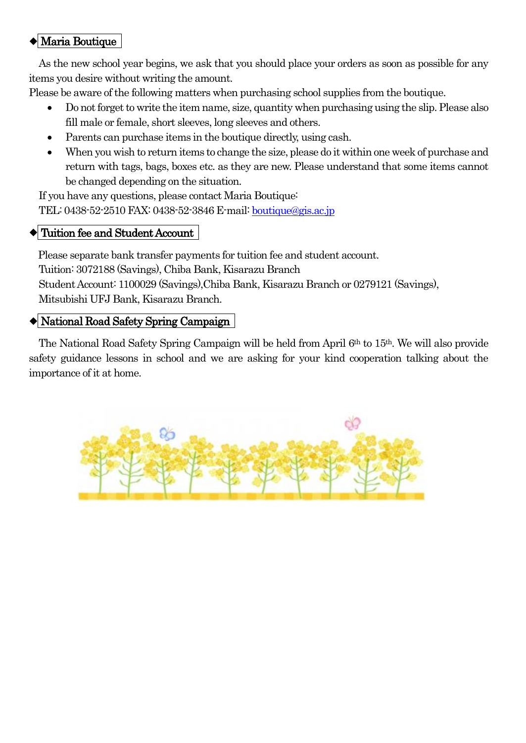## ◆ Maria Boutique

As the new school year begins, we ask that you should place your orders as soon as possible for any items you desire without writing the amount.

Please be aware of the following matters when purchasing school supplies from the boutique.

- Do not forget to write the item name, size, quantity when purchasing using the slip. Please also fill male or female, short sleeves, long sleeves and others.
- Parents can purchase items in the boutique directly, using cash.
- When you wish to return items to change the size, please do it within one week of purchase and return with tags, bags, boxes etc. as they are new. Please understand that some items cannot be changed depending on the situation.

If you have any questions, please contact Maria Boutique:

TEL: 0438-52-2510 FAX: 0438-52-3846 E-mail: boutique@gis.ac.jp

## ◆ Tuition fee and Student Account

Please separate bank transfer payments for tuition fee and student account.

Tuition: 3072188 (Savings), Chiba Bank, Kisarazu Branch

Student Account: 1100029 (Savings),Chiba Bank, Kisarazu Branch or 0279121 (Savings), Mitsubishi UFJ Bank, Kisarazu Branch.

## ◆ National Road Safety Spring Campaign

The National Road Safety Spring Campaign will be held from April 6th to 15th. We will also provide safety guidance lessons in school and we are asking for your kind cooperation talking about the importance of it at home.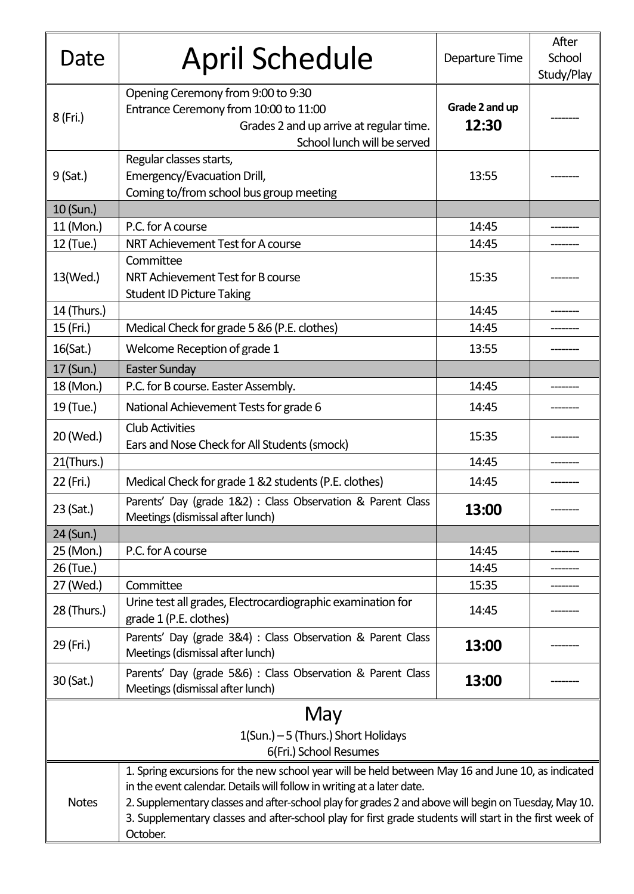| Date | April Schedule | Departure Time | After School Study/Play |
| --- | --- | --- | --- |
| 8 (Fri.) | Opening Ceremony from 9:00 to 9:30<br>Entrance Ceremony from 10:00 to 11:00<br>Grades 2 and up arrive at regular time.<br>School lunch will be served | **Grade 2 and up**<br>**12:30** | -------- |
| 9 (Sat.) | Regular classes starts,<br>Emergency/Evacuation Drill,<br>Coming to/from school bus group meeting | 13:55 | -------- |
| 10 (Sun.) | | | |
| 11 (Mon.) | P.C. for A course | 14:45 | -------- |
| 12 (Tue.) | NRT Achievement Test for A course | 14:45 | -------- |
| 13(Wed.) | Committee<br>NRT Achievement Test for B course<br>Student ID Picture Taking | 15:35 | -------- |
| 14 (Thurs.) | | 14:45 | -------- |
| 15 (Fri.) | Medical Check for grade 5 &6 (P.E. clothes) | 14:45 | -------- |
| 16(Sat.) | Welcome Reception of grade 1 | 13:55 | -------- |
| 17 (Sun.) | Easter Sunday | | |
| 18 (Mon.) | P.C. for B course. Easter Assembly. | 14:45 | -------- |
| 19 (Tue.) | National Achievement Tests for grade 6 | 14:45 | -------- |
| 20 (Wed.) | Club Activities<br>Ears and Nose Check for All Students (smock) | 15:35 | -------- |
| 21(Thurs.) | | 14:45 | -------- |
| 22 (Fri.) | Medical Check for grade 1 &2 students (P.E. clothes) | 14:45 | -------- |
| 23 (Sat.) | Parents' Day (grade 1&2) : Class Observation & Parent Class Meetings (dismissal after lunch) | **13:00** | -------- |
| 24 (Sun.) | | | |
| 25 (Mon.) | P.C. for A course | 14:45 | -------- |
| 26 (Tue.) | | 14:45 | -------- |
| 27 (Wed.) | Committee | 15:35 | -------- |
| 28 (Thurs.) | Urine test all grades, Electrocardiographic examination for grade 1 (P.E. clothes) | 14:45 | -------- |
| 29 (Fri.) | Parents' Day (grade 3&4) : Class Observation & Parent Class Meetings (dismissal after lunch) | **13:00** | -------- |
| 30 (Sat.) | Parents' Day (grade 5&6) : Class Observation & Parent Class Meetings (dismissal after lunch) | **13:00** | -------- |

## May

1(Sun.) – 5 (Thurs.) Short Holidays
6(Fri.) School Resumes

| | |
| --- | --- |
| Notes | 1. Spring excursions for the new school year will be held between May 16 and June 10, as indicated in the event calendar. Details will follow in writing at a later date.<br>2. Supplementary classes and after-school play for grades 2 and above will begin on Tuesday, May 10.<br>3. Supplementary classes and after-school play for first grade students will start in the first week of October. |